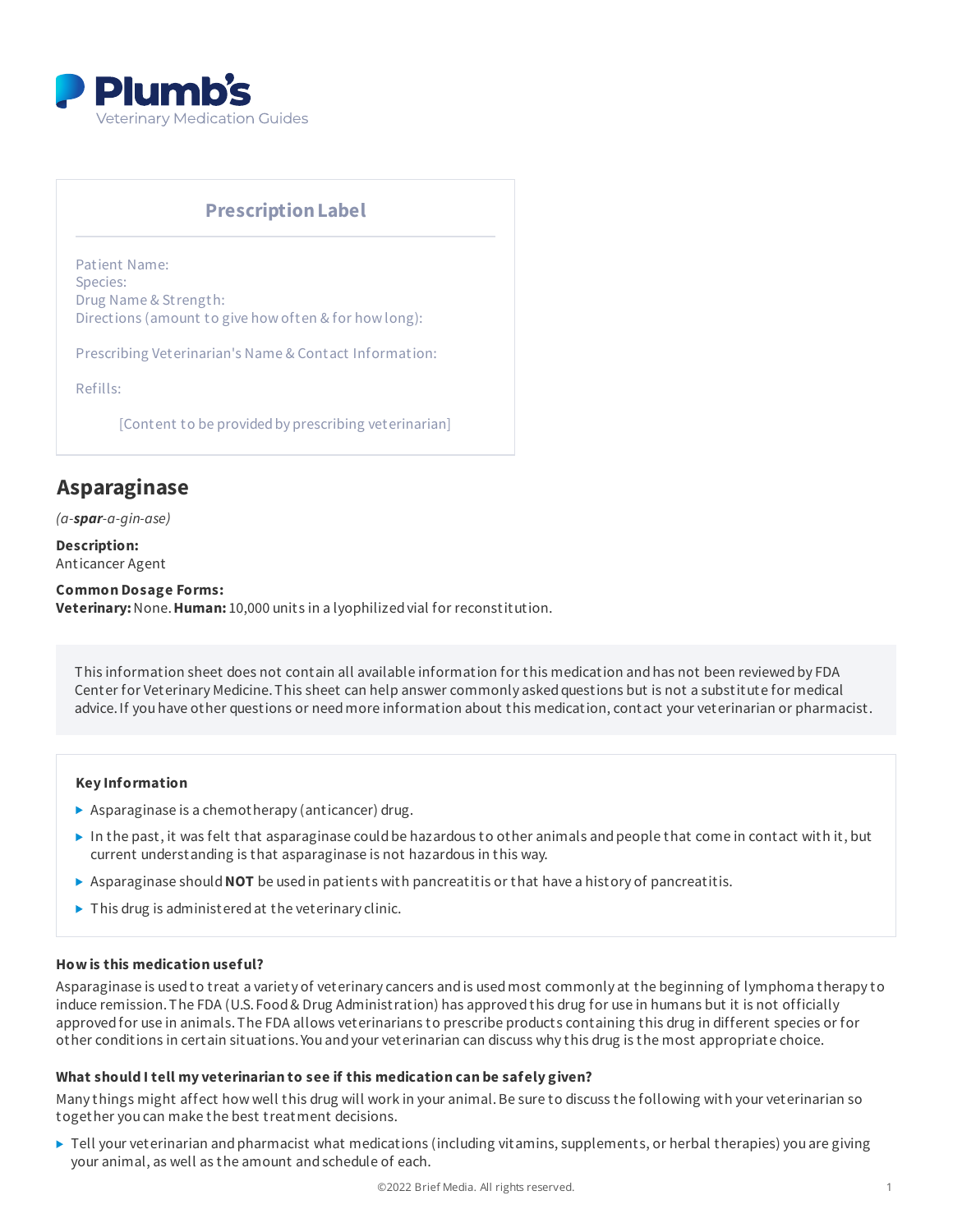Plumb's
Veterinary Medication Guides

**Prescription Label**

Patient Name:
Species:
Drug Name & Strength:
Directions (amount to give how often & for how long):

Prescribing Veterinarian's Name & Contact Information:

Refills:

[Content to be provided by prescribing veterinarian]

# Asparaginase

*(a-**spar**-a-gin-ase)*

**Description:**
Anticancer Agent

**Common Dosage Forms:**
**Veterinary:** None. **Human:** 10,000 units in a lyophilized vial for reconstitution.

This information sheet does not contain all available information for this medication and has not been reviewed by FDA Center for Veterinary Medicine. This sheet can help answer commonly asked questions but is not a substitute for medical advice. If you have other questions or need more information about this medication, contact your veterinarian or pharmacist.

**Key Information**

- Asparaginase is a chemotherapy (anticancer) drug.
- In the past, it was felt that asparaginase could be hazardous to other animals and people that come in contact with it, but current understanding is that asparaginase is not hazardous in this way.
- Asparaginase should **NOT** be used in patients with pancreatitis or that have a history of pancreatitis.
- This drug is administered at the veterinary clinic.

### How is this medication useful?

Asparaginase is used to treat a variety of veterinary cancers and is used most commonly at the beginning of lymphoma therapy to induce remission. The FDA (U.S. Food & Drug Administration) has approved this drug for use in humans but it is not officially approved for use in animals. The FDA allows veterinarians to prescribe products containing this drug in different species or for other conditions in certain situations. You and your veterinarian can discuss why this drug is the most appropriate choice.

### What should I tell my veterinarian to see if this medication can be safely given?

Many things might affect how well this drug will work in your animal. Be sure to discuss the following with your veterinarian so together you can make the best treatment decisions.

- Tell your veterinarian and pharmacist what medications (including vitamins, supplements, or herbal therapies) you are giving your animal, as well as the amount and schedule of each.

©2022 Brief Media. All rights reserved.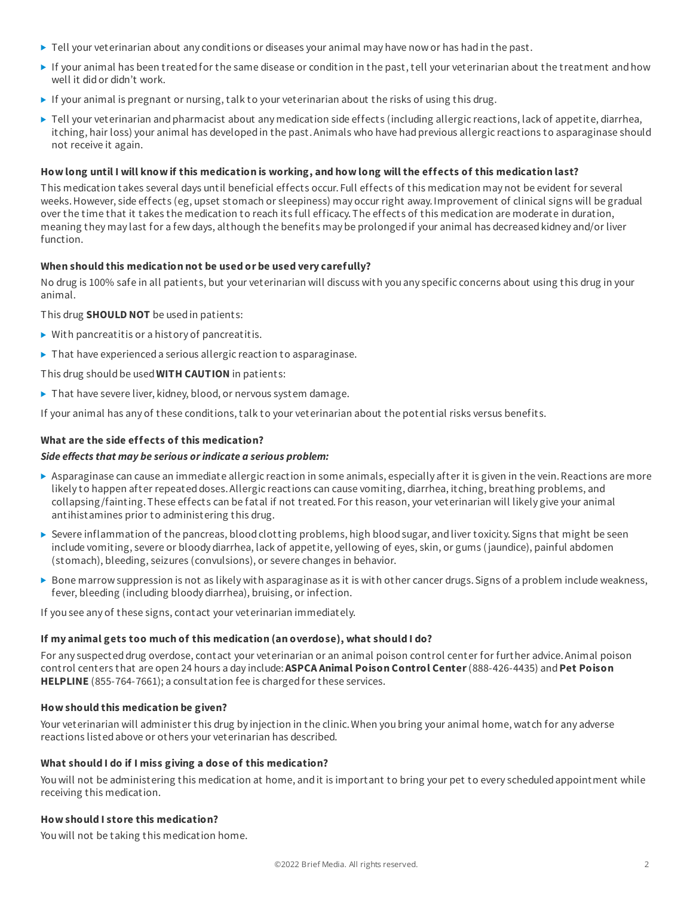- Tell your veterinarian about any conditions or diseases your animal may have now or has had in the past.
- If your animal has been treated for the same disease or condition in the past, tell your veterinarian about the treatment and how well it did or didn't work.
- If your animal is pregnant or nursing, talk to your veterinarian about the risks of using this drug.
- Tell your veterinarian and pharmacist about any medication side effects (including allergic reactions, lack of appetite, diarrhea, itching, hair loss) your animal has developed in the past. Animals who have had previous allergic reactions to asparaginase should not receive it again.

**How long until I will know if this medication is working, and how long will the effects of this medication last?**

This medication takes several days until beneficial effects occur. Full effects of this medication may not be evident for several weeks. However, side effects (eg, upset stomach or sleepiness) may occur right away. Improvement of clinical signs will be gradual over the time that it takes the medication to reach its full efficacy. The effects of this medication are moderate in duration, meaning they may last for a few days, although the benefits may be prolonged if your animal has decreased kidney and/or liver function.

**When should this medication not be used or be used very carefully?**

No drug is 100% safe in all patients, but your veterinarian will discuss with you any specific concerns about using this drug in your animal.

This drug **SHOULD NOT** be used in patients:

- With pancreatitis or a history of pancreatitis.
- That have experienced a serious allergic reaction to asparaginase.

This drug should be used **WITH CAUTION** in patients:

- That have severe liver, kidney, blood, or nervous system damage.

If your animal has any of these conditions, talk to your veterinarian about the potential risks versus benefits.

**What are the side effects of this medication?**

***Side effects that may be serious or indicate a serious problem:***

- Asparaginase can cause an immediate allergic reaction in some animals, especially after it is given in the vein. Reactions are more likely to happen after repeated doses. Allergic reactions can cause vomiting, diarrhea, itching, breathing problems, and collapsing/fainting. These effects can be fatal if not treated. For this reason, your veterinarian will likely give your animal antihistamines prior to administering this drug.
- Severe inflammation of the pancreas, blood clotting problems, high blood sugar, and liver toxicity. Signs that might be seen include vomiting, severe or bloody diarrhea, lack of appetite, yellowing of eyes, skin, or gums (jaundice), painful abdomen (stomach), bleeding, seizures (convulsions), or severe changes in behavior.
- Bone marrow suppression is not as likely with asparaginase as it is with other cancer drugs. Signs of a problem include weakness, fever, bleeding (including bloody diarrhea), bruising, or infection.

If you see any of these signs, contact your veterinarian immediately.

**If my animal gets too much of this medication (an overdose), what should I do?**

For any suspected drug overdose, contact your veterinarian or an animal poison control center for further advice. Animal poison control centers that are open 24 hours a day include: **ASPCA Animal Poison Control Center** (888-426-4435) and **Pet Poison HELPLINE** (855-764-7661); a consultation fee is charged for these services.

**How should this medication be given?**

Your veterinarian will administer this drug by injection in the clinic. When you bring your animal home, watch for any adverse reactions listed above or others your veterinarian has described.

**What should I do if I miss giving a dose of this medication?**

You will not be administering this medication at home, and it is important to bring your pet to every scheduled appointment while receiving this medication.

**How should I store this medication?**

You will not be taking this medication home.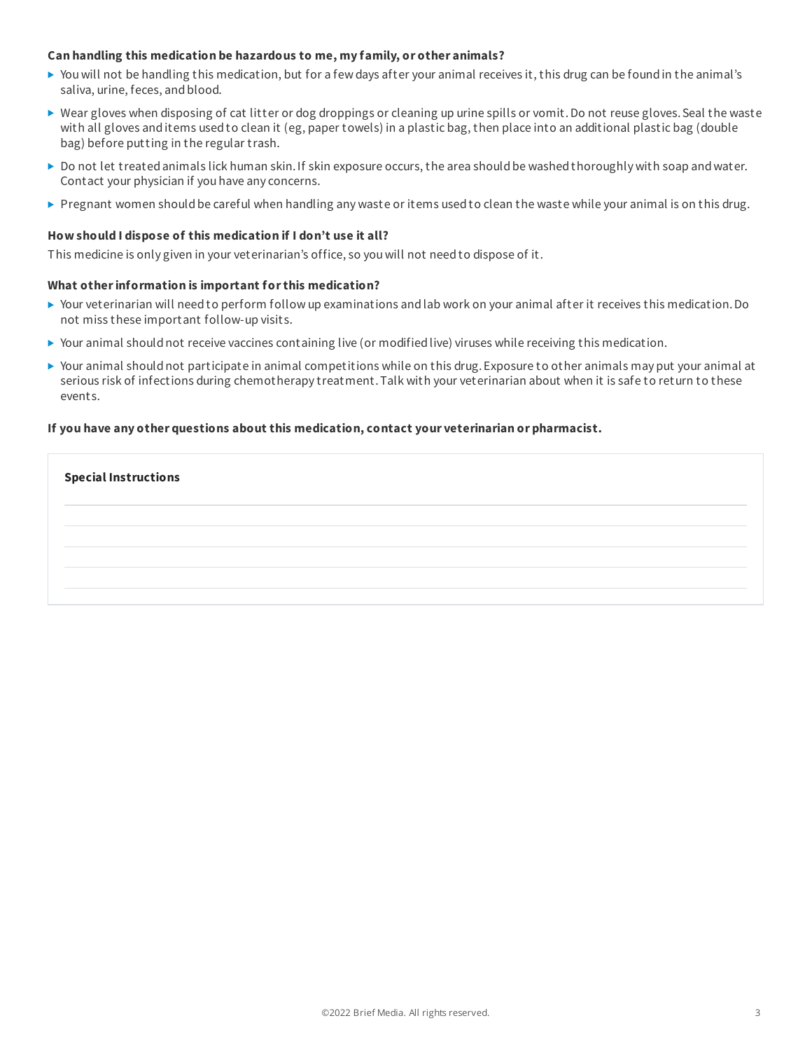### Can handling this medication be hazardous to me, my family, or other animals?

- You will not be handling this medication, but for a few days after your animal receives it, this drug can be found in the animal's saliva, urine, feces, and blood.
- Wear gloves when disposing of cat litter or dog droppings or cleaning up urine spills or vomit. Do not reuse gloves. Seal the waste with all gloves and items used to clean it (eg, paper towels) in a plastic bag, then place into an additional plastic bag (double bag) before putting in the regular trash.
- Do not let treated animals lick human skin. If skin exposure occurs, the area should be washed thoroughly with soap and water. Contact your physician if you have any concerns.
- Pregnant women should be careful when handling any waste or items used to clean the waste while your animal is on this drug.

### How should I dispose of this medication if I don't use it all?

This medicine is only given in your veterinarian's office, so you will not need to dispose of it.

### What other information is important for this medication?

- Your veterinarian will need to perform follow up examinations and lab work on your animal after it receives this medication. Do not miss these important follow-up visits.
- Your animal should not receive vaccines containing live (or modified live) viruses while receiving this medication.
- Your animal should not participate in animal competitions while on this drug. Exposure to other animals may put your animal at serious risk of infections during chemotherapy treatment. Talk with your veterinarian about when it is safe to return to these events.

**If you have any other questions about this medication, contact your veterinarian or pharmacist.**

**Special Instructions**

©2022 Brief Media. All rights reserved.